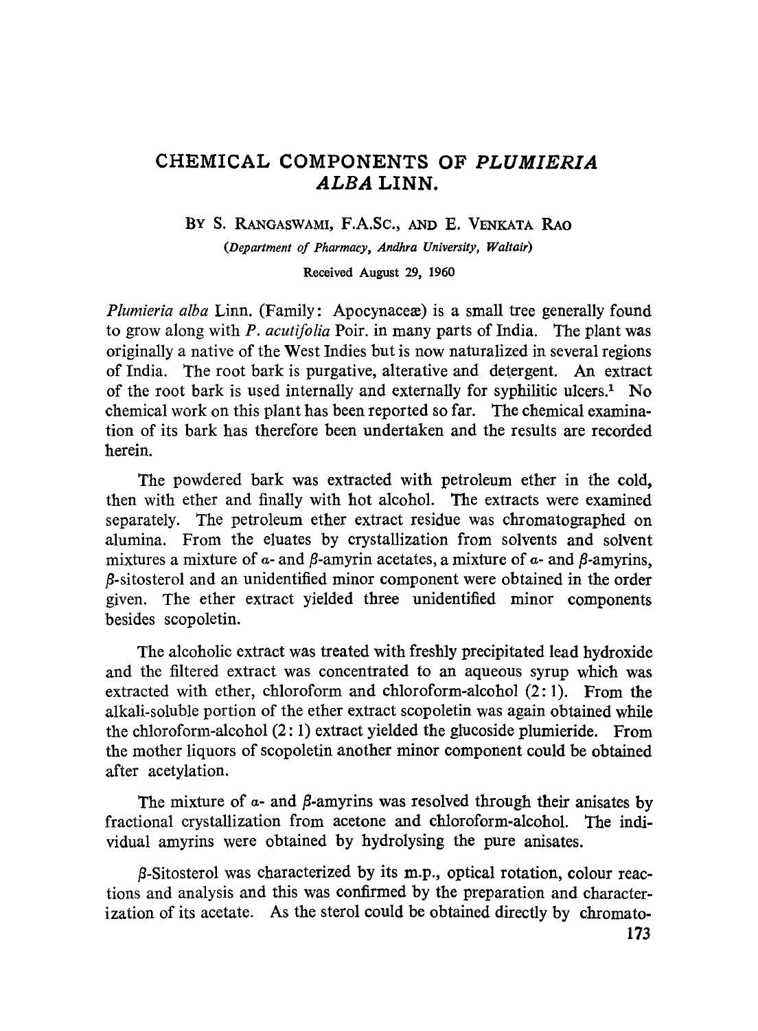# CHEMICAL COMPONENTS OF *PLUMIERIA ALBA* LINN.

BY S. RANGASWAMI, F.A.SC., AND E. VENKATA RAO

*(Department of Pharmacy, Andhra University, Waltair)*

Received August 29, 1960

*Plumieria alba* Linn. (Family: Apocynaceæ) is a small tree generally found to grow along with *P. acutifolia* Poir. in many parts of India. The plant was originally a native of the West Indies but is now naturalized in several regions of India. The root bark is purgative, alterative and detergent. An extract of the root bark is used internally and externally for syphilitic ulcers.[1] No chemical work on this plant has been reported so far. The chemical examination of its bark has therefore been undertaken and the results are recorded herein.

The powdered bark was extracted with petroleum ether in the cold, then with ether and finally with hot alcohol. The extracts were examined separately. The petroleum ether extract residue was chromatographed on alumina. From the eluates by crystallization from solvents and solvent mixtures a mixture of α- and β-amyrin acetates, a mixture of α- and β-amyrins, β-sitosterol and an unidentified minor component were obtained in the order given. The ether extract yielded three unidentified minor components besides scopoletin.

The alcoholic extract was treated with freshly precipitated lead hydroxide and the filtered extract was concentrated to an aqueous syrup which was extracted with ether, chloroform and chloroform-alcohol (2:1). From the alkali-soluble portion of the ether extract scopoletin was again obtained while the chloroform-alcohol (2:1) extract yielded the glucoside plumieride. From the mother liquors of scopoletin another minor component could be obtained after acetylation.

The mixture of α- and β-amyrins was resolved through their anisates by fractional crystallization from acetone and chloroform-alcohol. The individual amyrins were obtained by hydrolysing the pure anisates.

β-Sitosterol was characterized by its m.p., optical rotation, colour reactions and analysis and this was confirmed by the preparation and characterization of its acetate. As the sterol could be obtained directly by chromato-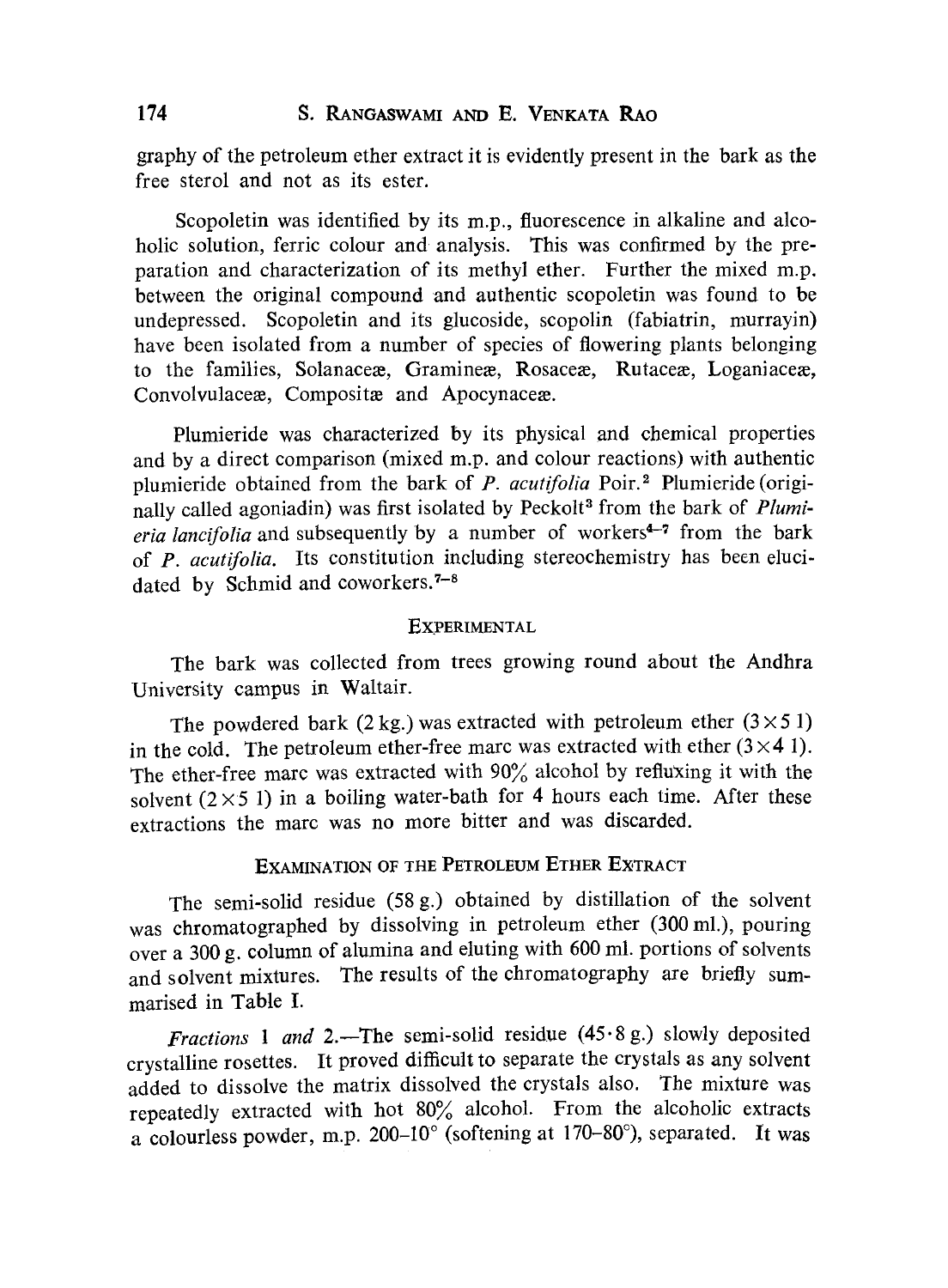graphy of the petroleum ether extract it is evidently present in the bark as the free sterol and not as its ester.

Scopoletin was identified by its m.p., fluorescence in alkaline and alcoholic solution, ferric colour and analysis. This was confirmed by the preparation and characterization of its methyl ether. Further the mixed m.p. between the original compound and authentic scopoletin was found to be undepressed. Scopoletin and its glucoside, scopolin (fabiatrin, murrayin) have been isolated from a number of species of flowering plants belonging to the families, Solanaceæ, Gramineæ, Rosaceæ, Rutaceæ, Loganiaceæ, Convolvulaceæ, Compositæ and Apocynaceæ.

Plumieride was characterized by its physical and chemical properties and by a direct comparison (mixed m.p. and colour reactions) with authentic plumieride obtained from the bark of *P. acutifolia* Poir.[2] Plumieride (originally called agoniadin) was first isolated by Peckolt[3] from the bark of *Plumieria lancifolia* and subsequently by a number of workers[4-7] from the bark of *P. acutifolia*. Its constitution including stereochemistry has been elucidated by Schmid and coworkers.[7-8]

## EXPERIMENTAL

The bark was collected from trees growing round about the Andhra University campus in Waltair.

The powdered bark (2 kg.) was extracted with petroleum ether ($3 \times 5$ l) in the cold. The petroleum ether-free marc was extracted with ether ($3 \times 4$ l). The ether-free marc was extracted with 90% alcohol by refluxing it with the solvent ($2 \times 5$ l) in a boiling water-bath for 4 hours each time. After these extractions the marc was no more bitter and was discarded.

### EXAMINATION OF THE PETROLEUM ETHER EXTRACT

The semi-solid residue (58 g.) obtained by distillation of the solvent was chromatographed by dissolving in petroleum ether (300 ml.), pouring over a 300 g. column of alumina and eluting with 600 ml. portions of solvents and solvent mixtures. The results of the chromatography are briefly summarised in Table I.

*Fractions* 1 *and* 2.—The semi-solid residue (45·8 g.) slowly deposited crystalline rosettes. It proved difficult to separate the crystals as any solvent added to dissolve the matrix dissolved the crystals also. The mixture was repeatedly extracted with hot 80% alcohol. From the alcoholic extracts a colourless powder, m.p. 200–10° (softening at 170–80°), separated. It was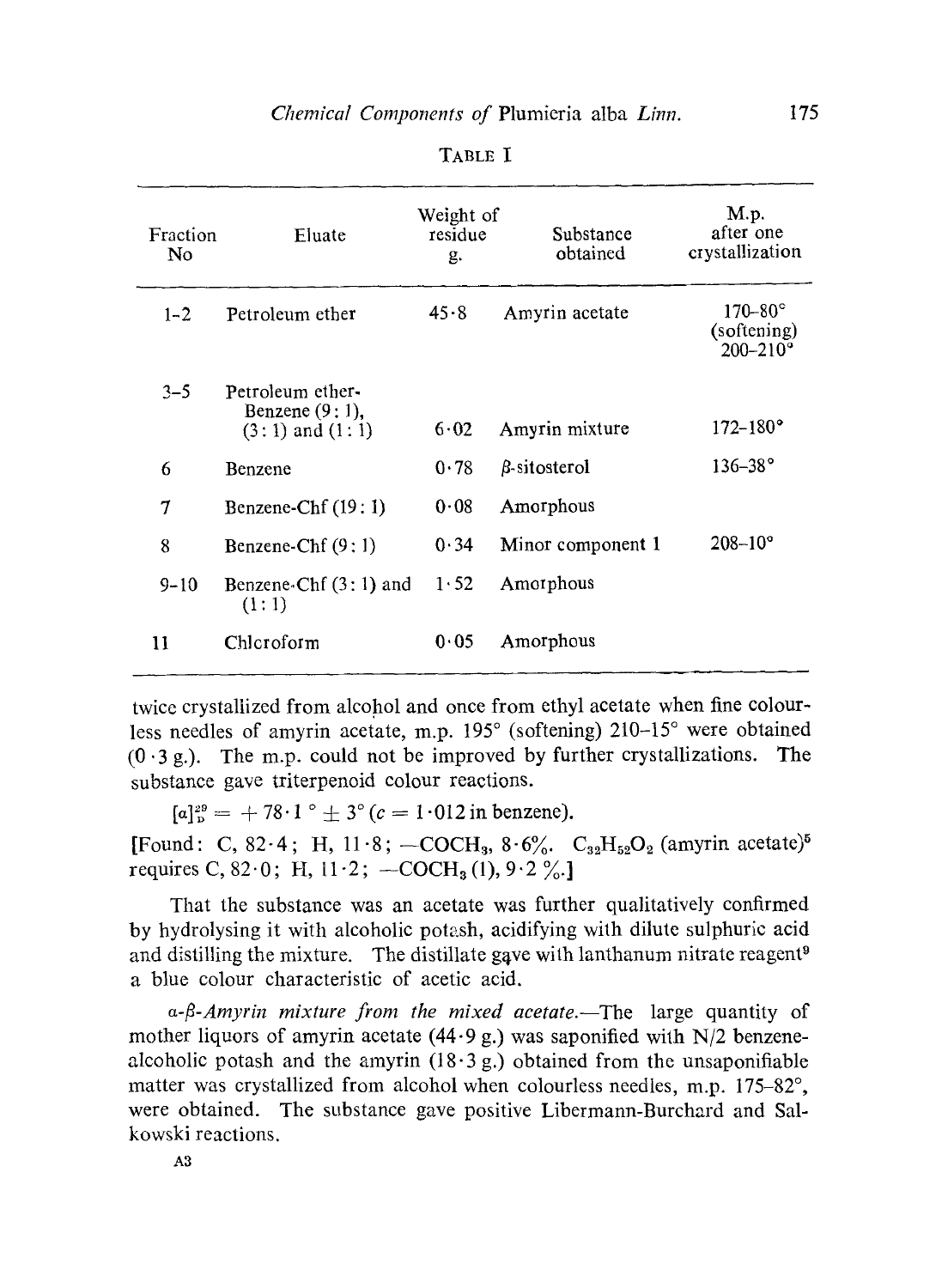TABLE I

| Fraction No | Eluate | Weight of residue g. | Substance obtained | M.p. after one crystallization |
|---|---|---|---|---|
| 1–2 | Petroleum ether | 45·8 | Amyrin acetate | 170–80° (softening) 200–210° |
| 3–5 | Petroleum ether-Benzene (9 : 1), (3 : 1) and (1 : 1) | 6·02 | Amyrin mixture | 172–180° |
| 6 | Benzene | 0·78 | β-sitosterol | 136–38° |
| 7 | Benzene-Chf (19 : 1) | 0·08 | Amorphous | |
| 8 | Benzene-Chf (9 : 1) | 0·34 | Minor component 1 | 208–10° |
| 9–10 | Benzene-Chf (3 : 1) and (1 : 1) | 1·52 | Amorphous | |
| 11 | Chloroform | 0·05 | Amorphous | |

twice crystallized from alcohol and once from ethyl acetate when fine colourless needles of amyrin acetate, m.p. 195° (softening) 210–15° were obtained (0·3 g.). The m.p. could not be improved by further crystallizations. The substance gave triterpenoid colour reactions.

$[\alpha]_D^{29} = +78 \cdot 1° \pm 3°$ ($c = 1 \cdot 012$ in benzene).

[Found: C, 82·4; H, 11·8; $-COCH_3$, 8·6%. $C_{32}H_{52}O_2$ (amyrin acetate)[5] requires C, 82·0; H, 11·2; $-COCH_3$ (1), 9·2 %.]

That the substance was an acetate was further qualitatively confirmed by hydrolysing it with alcoholic potash, acidifying with dilute sulphuric acid and distilling the mixture. The distillate gave with lanthanum nitrate reagent[9] a blue colour characteristic of acetic acid.

*α-β-Amyrin mixture from the mixed acetate*.—The large quantity of mother liquors of amyrin acetate (44·9 g.) was saponified with N/2 benzene-alcoholic potash and the amyrin (18·3 g.) obtained from the unsaponifiable matter was crystallized from alcohol when colourless needles, m.p. 175–82°, were obtained. The substance gave positive Libermann-Burchard and Salkowski reactions.

A3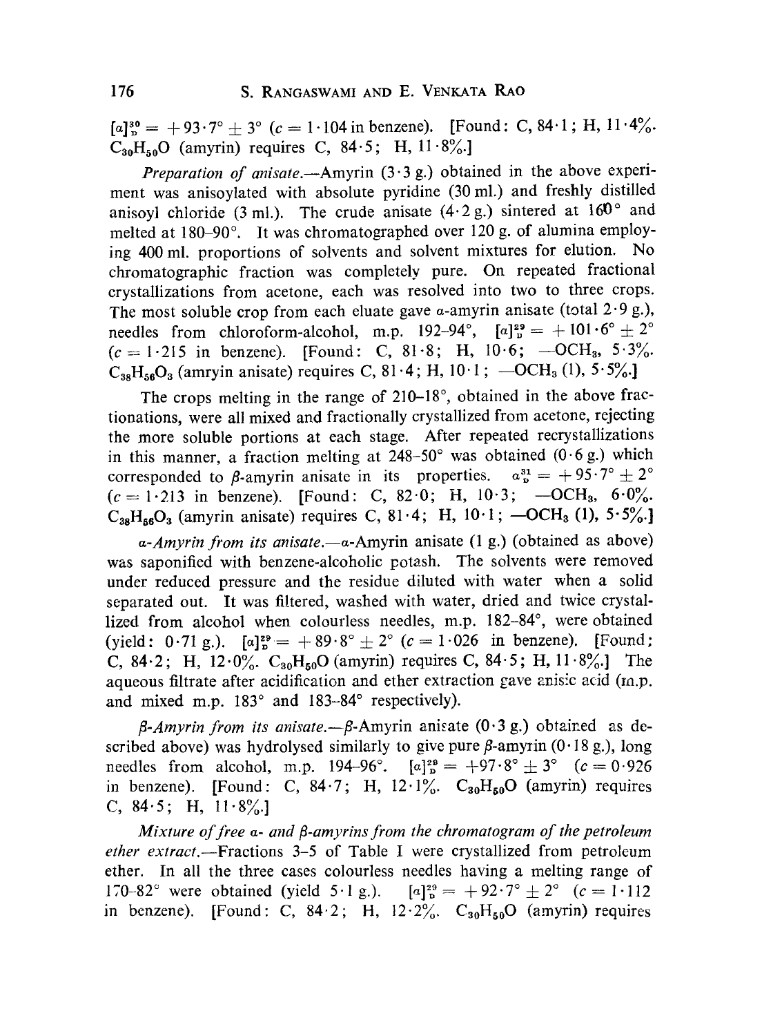$[\alpha]_D^{30} = +93 \cdot 7° \pm 3°$ ($c = 1 \cdot 104$ in benzene). [Found: C, 84·1; H, 11·4%. $C_{30}H_{50}O$ (amyrin) requires C, 84·5; H, 11·8%.]

*Preparation of anisate.*—Amyrin (3·3 g.) obtained in the above experiment was anisoylated with absolute pyridine (30 ml.) and freshly distilled anisoyl chloride (3 ml.). The crude anisate (4·2 g.) sintered at 160° and melted at 180–90°. It was chromatographed over 120 g. of alumina employing 400 ml. proportions of solvents and solvent mixtures for elution. No chromatographic fraction was completely pure. On repeated fractional crystallizations from acetone, each was resolved into two to three crops. The most soluble crop from each eluate gave α-amyrin anisate (total 2·9 g.), needles from chloroform-alcohol, m.p. 192–94°, $[\alpha]_D^{29} = +101 \cdot 6° \pm 2°$ ($c = 1 \cdot 215$ in benzene). [Found: C, 81·8; H, 10·6; —$OCH_3$, 5·3%. $C_{38}H_{56}O_3$ (amryin anisate) requires C, 81·4; H, 10·1; —$OCH_3$ (1), 5·5%.]

The crops melting in the range of 210–18°, obtained in the above fractionations, were all mixed and fractionally crystallized from acetone, rejecting the more soluble portions at each stage. After repeated recrystallizations in this manner, a fraction melting at 248–50° was obtained (0·6 g.) which corresponded to β-amyrin anisate in its properties. $\alpha_D^{31} = +95 \cdot 7° \pm 2°$ ($c = 1 \cdot 213$ in benzene). [Found: C, 82·0; H, 10·3; —$OCH_3$, 6·0%. $C_{38}H_{56}O_3$ (amyrin anisate) requires C, 81·4; H, 10·1; —$OCH_3$ (1), 5·5%.]

*α-Amyrin from its anisate.*—α-Amyrin anisate (1 g.) (obtained as above) was saponified with benzene-alcoholic potash. The solvents were removed under reduced pressure and the residue diluted with water when a solid separated out. It was filtered, washed with water, dried and twice crystallized from alcohol when colourless needles, m.p. 182–84°, were obtained (yield: 0·71 g.). $[\alpha]_D^{29} = +89 \cdot 8° \pm 2°$ ($c = 1 \cdot 026$ in benzene). [Found: C, 84·2; H, 12·0%. $C_{30}H_{50}O$ (amyrin) requires C, 84·5; H, 11·8%.] The aqueous filtrate after acidification and ether extraction gave anisic acid (m.p. and mixed m.p. 183° and 183–84° respectively).

*β-Amyrin from its anisate.*—β-Amyrin anisate (0·3 g.) obtained as described above) was hydrolysed similarly to give pure β-amyrin (0·18 g.), long needles from alcohol, m.p. 194–96°. $[\alpha]_D^{29} = +97 \cdot 8° \pm 3°$ ($c = 0 \cdot 926$ in benzene). [Found: C, 84·7; H, 12·1%. $C_{30}H_{50}O$ (amyrin) requires C, 84·5; H, 11·8%.]

*Mixture of free α- and β-amyrins from the chromatogram of the petroleum ether extract.*—Fractions 3–5 of Table I were crystallized from petroleum ether. In all the three cases colourless needles having a melting range of 170–82° were obtained (yield 5·1 g.). $[\alpha]_D^{29} = +92 \cdot 7° \pm 2°$ ($c = 1 \cdot 112$ in benzene). [Found: C, 84·2; H, 12·2%. $C_{30}H_{50}O$ (amyrin) requires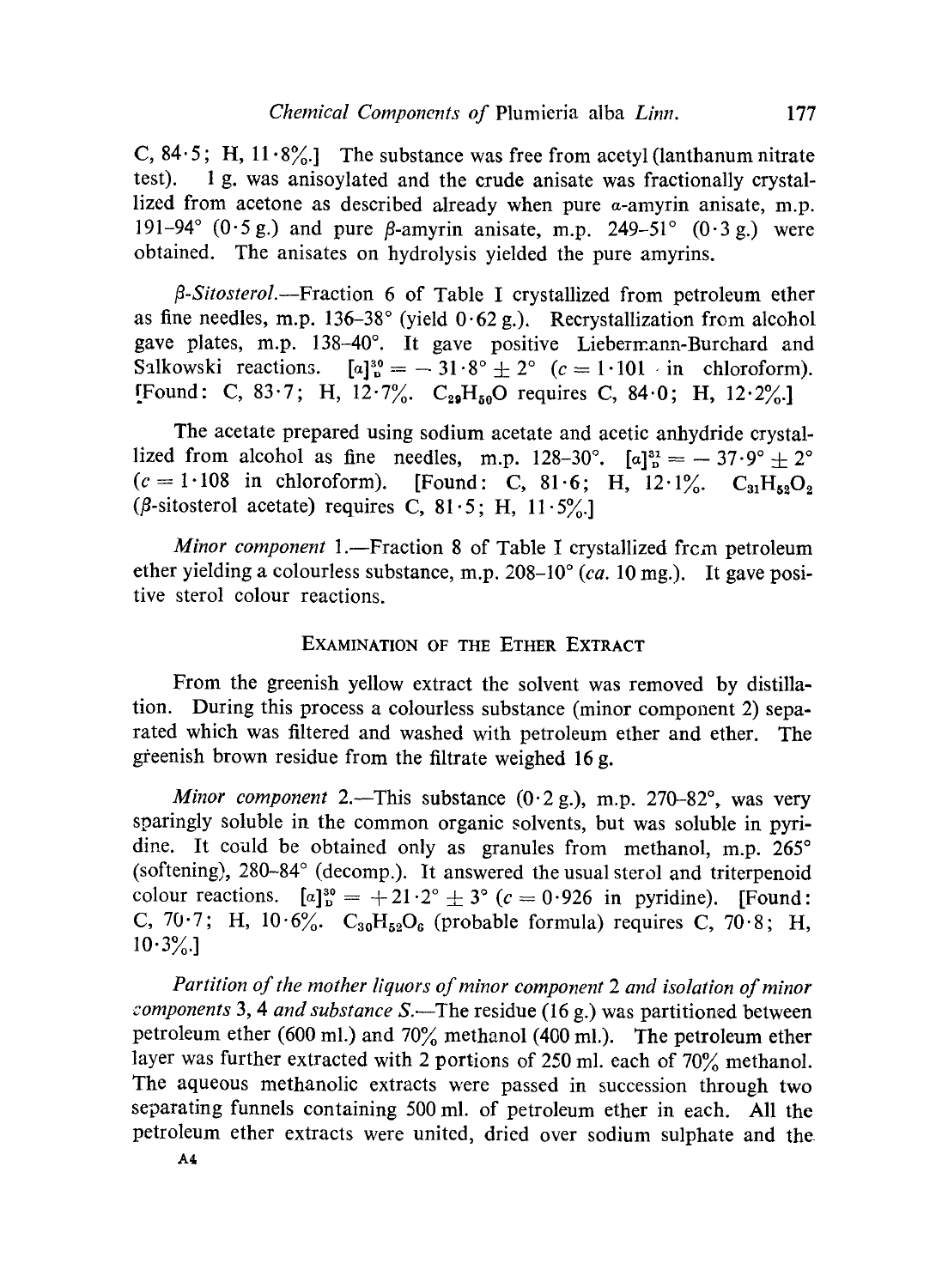C, 84·5; H, 11·8%.] The substance was free from acetyl (lanthanum nitrate test). 1 g. was anisoylated and the crude anisate was fractionally crystallized from acetone as described already when pure α-amyrin anisate, m.p. 191–94° (0·5 g.) and pure β-amyrin anisate, m.p. 249–51° (0·3 g.) were obtained. The anisates on hydrolysis yielded the pure amyrins.

*β-Sitosterol.*—Fraction 6 of Table I crystallized from petroleum ether as fine needles, m.p. 136–38° (yield 0·62 g.). Recrystallization from alcohol gave plates, m.p. 138–40°. It gave positive Liebermann-Burchard and Salkowski reactions. $[\alpha]_D^{30} = -31 \cdot 8° \pm 2°$ ($c = 1 \cdot 101$ in chloroform). [Found: C, 83·7; H, 12·7%. $C_{29}H_{50}O$ requires C, 84·0; H, 12·2%.]

The acetate prepared using sodium acetate and acetic anhydride crystallized from alcohol as fine needles, m.p. 128–30°. $[\alpha]_D^{31} = -37 \cdot 9° \pm 2°$ ($c = 1 \cdot 108$ in chloroform). [Found: C, 81·6; H, 12·1%. $C_{31}H_{52}O_2$ (β-sitosterol acetate) requires C, 81·5; H, 11·5%.]

*Minor component* 1.—Fraction 8 of Table I crystallized from petroleum ether yielding a colourless substance, m.p. 208–10° (*ca.* 10 mg.). It gave positive sterol colour reactions.

## Examination of the Ether Extract

From the greenish yellow extract the solvent was removed by distillation. During this process a colourless substance (minor component 2) separated which was filtered and washed with petroleum ether and ether. The greenish brown residue from the filtrate weighed 16 g.

*Minor component* 2.—This substance (0·2 g.), m.p. 270–82°, was very sparingly soluble in the common organic solvents, but was soluble in pyridine. It could be obtained only as granules from methanol, m.p. 265° (softening), 280–84° (decomp.). It answered the usual sterol and triterpenoid colour reactions. $[\alpha]_D^{30} = +21 \cdot 2° \pm 3°$ ($c = 0 \cdot 926$ in pyridine). [Found: C, 70·7; H, 10·6%. $C_{30}H_{52}O_6$ (probable formula) requires C, 70·8; H, 10·3%.]

*Partition of the mother liquors of minor component 2 and isolation of minor components 3, 4 and substance S.*—The residue (16 g.) was partitioned between petroleum ether (600 ml.) and 70% methanol (400 ml.). The petroleum ether layer was further extracted with 2 portions of 250 ml. each of 70% methanol. The aqueous methanolic extracts were passed in succession through two separating funnels containing 500 ml. of petroleum ether in each. All the petroleum ether extracts were united, dried over sodium sulphate and the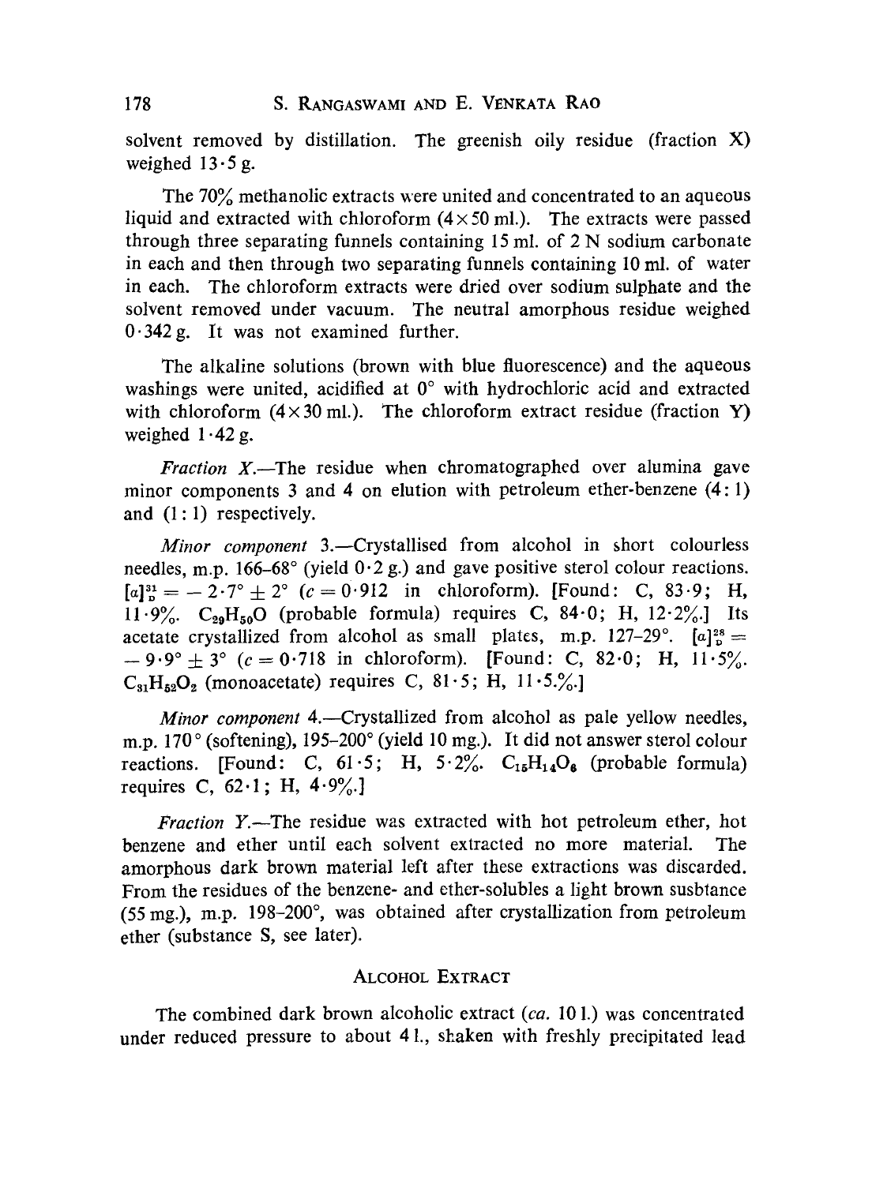solvent removed by distillation. The greenish oily residue (fraction X) weighed 13·5 g.

The 70% methanolic extracts were united and concentrated to an aqueous liquid and extracted with chloroform (4 × 50 ml.). The extracts were passed through three separating funnels containing 15 ml. of 2 N sodium carbonate in each and then through two separating funnels containing 10 ml. of water in each. The chloroform extracts were dried over sodium sulphate and the solvent removed under vacuum. The neutral amorphous residue weighed 0·342 g. It was not examined further.

The alkaline solutions (brown with blue fluorescence) and the aqueous washings were united, acidified at 0° with hydrochloric acid and extracted with chloroform (4 × 30 ml.). The chloroform extract residue (fraction Y) weighed 1·42 g.

*Fraction X*.—The residue when chromatographed over alumina gave minor components 3 and 4 on elution with petroleum ether-benzene (4 : 1) and (1 : 1) respectively.

*Minor component* 3.—Crystallised from alcohol in short colourless needles, m.p. 166–68° (yield 0·2 g.) and gave positive sterol colour reactions. $[\alpha]_D^{31} = -2 \cdot 7° \pm 2°$ ($c = 0 \cdot 912$ in chloroform). [Found: C, 83·9; H, 11·9%. $C_{29}H_{50}O$ (probable formula) requires C, 84·0; H, 12·2%.] Its acetate crystallized from alcohol as small plates, m.p. 127–29°. $[\alpha]_D^{28} = -9 \cdot 9° \pm 3°$ ($c = 0 \cdot 718$ in chloroform). [Found: C, 82·0; H, 11·5%. $C_{31}H_{52}O_2$ (monoacetate) requires C, 81·5; H, 11·5.%.]

*Minor component* 4.—Crystallized from alcohol as pale yellow needles, m.p. 170° (softening), 195–200° (yield 10 mg.). It did not answer sterol colour reactions. [Found: C, 61·5; H, 5·2%. $C_{15}H_{14}O_6$ (probable formula) requires C, 62·1; H, 4·9%.]

*Fraction Y*.—The residue was extracted with hot petroleum ether, hot benzene and ether until each solvent extracted no more material. The amorphous dark brown material left after these extractions was discarded. From the residues of the benzene- and ether-solubles a light brown susbtance (55 mg.), m.p. 198–200°, was obtained after crystallization from petroleum ether (substance S, see later).

## Alcohol Extract

The combined dark brown alcoholic extract (*ca.* 10 l.) was concentrated under reduced pressure to about 4 l., shaken with freshly precipitated lead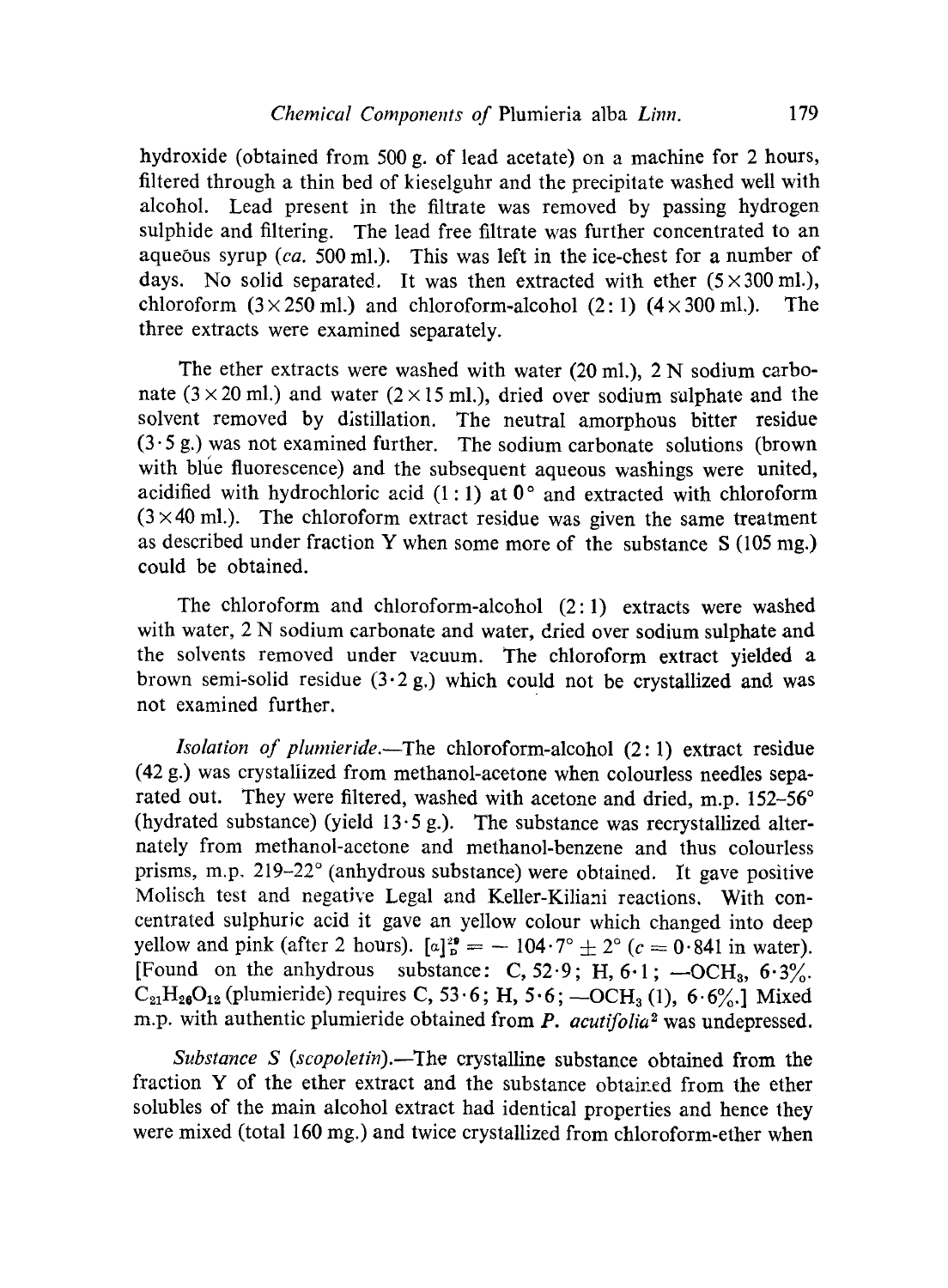hydroxide (obtained from 500 g. of lead acetate) on a machine for 2 hours, filtered through a thin bed of kieselguhr and the precipitate washed well with alcohol. Lead present in the filtrate was removed by passing hydrogen sulphide and filtering. The lead free filtrate was further concentrated to an aqueous syrup (*ca.* 500 ml.). This was left in the ice-chest for a number of days. No solid separated. It was then extracted with ether (5×300 ml.), chloroform (3×250 ml.) and chloroform-alcohol (2: 1) (4×300 ml.). The three extracts were examined separately.

The ether extracts were washed with water (20 ml.), 2 N sodium carbonate (3×20 ml.) and water (2×15 ml.), dried over sodium sulphate and the solvent removed by distillation. The neutral amorphous bitter residue (3·5 g.) was not examined further. The sodium carbonate solutions (brown with blue fluorescence) and the subsequent aqueous washings were united, acidified with hydrochloric acid (1: 1) at 0° and extracted with chloroform (3×40 ml.). The chloroform extract residue was given the same treatment as described under fraction Y when some more of the substance S (105 mg.) could be obtained.

The chloroform and chloroform-alcohol (2: 1) extracts were washed with water, 2 N sodium carbonate and water, dried over sodium sulphate and the solvents removed under vacuum. The chloroform extract yielded a brown semi-solid residue (3·2 g.) which could not be crystallized and was not examined further.

*Isolation of plumieride.*—The chloroform-alcohol (2: 1) extract residue (42 g.) was crystallized from methanol-acetone when colourless needles separated out. They were filtered, washed with acetone and dried, m.p. 152–56° (hydrated substance) (yield 13·5 g.). The substance was recrystallized alternately from methanol-acetone and methanol-benzene and thus colourless prisms, m.p. 219–22° (anhydrous substance) were obtained. It gave positive Molisch test and negative Legal and Keller-Kiliani reactions. With concentrated sulphuric acid it gave an yellow colour which changed into deep yellow and pink (after 2 hours). $[\alpha]_D^{29} = -104 \cdot 7° \pm 2°$ ($c = 0 \cdot 841$ in water). [Found on the anhydrous substance: C, 52·9; H, 6·1; —$OCH_3$, 6·3%. $C_{21}H_{26}O_{12}$ (plumieride) requires C, 53·6; H, 5·6; —$OCH_3$ (1), 6·6%.] Mixed m.p. with authentic plumieride obtained from *P. acutifolia*[2] was undepressed.

*Substance S (scopoletin).*—The crystalline substance obtained from the fraction Y of the ether extract and the substance obtained from the ether solubles of the main alcohol extract had identical properties and hence they were mixed (total 160 mg.) and twice crystallized from chloroform-ether when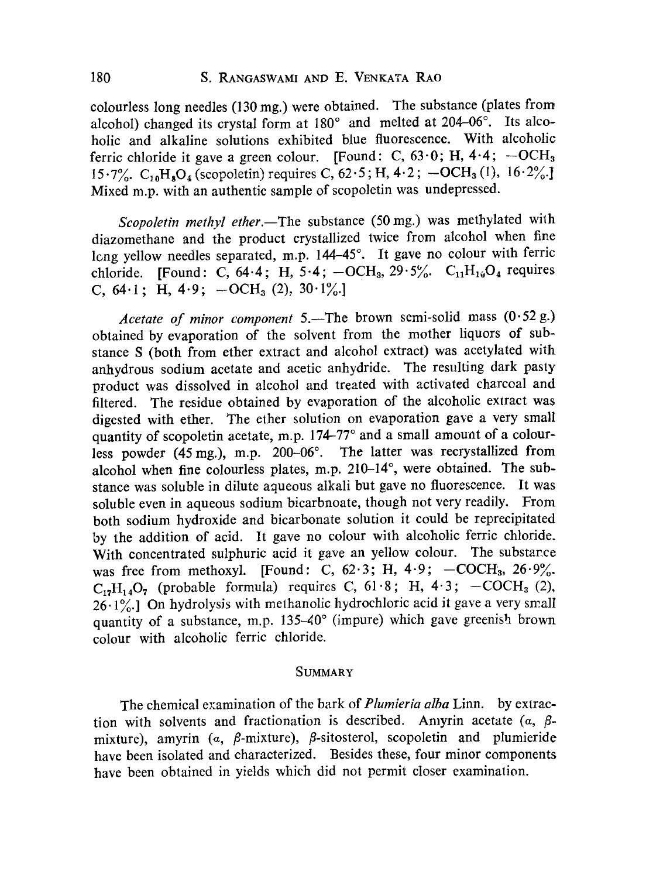colourless long needles (130 mg.) were obtained. The substance (plates from alcohol) changed its crystal form at 180° and melted at 204–06°. Its alcoholic and alkaline solutions exhibited blue fluorescence. With alcoholic ferric chloride it gave a green colour. [Found: C, 63·0; H, 4·4; $-OCH_3$ 15·7%. $C_{10}H_8O_4$ (scopoletin) requires C, 62·5; H, 4·2; $-OCH_3$ (1), 16·2%.] Mixed m.p. with an authentic sample of scopoletin was undepressed.

*Scopoletin methyl ether*.—The substance (50 mg.) was methylated with diazomethane and the product crystallized twice from alcohol when fine long yellow needles separated, m.p. 144–45°. It gave no colour with ferric chloride. [Found: C, 64·4; H, 5·4; $-OCH_3$, 29·5%. $C_{11}H_{10}O_4$ requires C, 64·1; H, 4·9; $-OCH_3$ (2), 30·1%.]

*Acetate of minor component* 5.—The brown semi-solid mass (0·52 g.) obtained by evaporation of the solvent from the mother liquors of substance S (both from ether extract and alcohol extract) was acetylated with anhydrous sodium acetate and acetic anhydride. The resulting dark pasty product was dissolved in alcohol and treated with activated charcoal and filtered. The residue obtained by evaporation of the alcoholic extract was digested with ether. The ether solution on evaporation gave a very small quantity of scopoletin acetate, m.p. 174–77° and a small amount of a colourless powder (45 mg.), m.p. 200–06°. The latter was recrystallized from alcohol when fine colourless plates, m.p. 210–14°, were obtained. The substance was soluble in dilute aqueous alkali but gave no fluorescence. It was soluble even in aqueous sodium bicarbnoate, though not very readily. From both sodium hydroxide and bicarbonate solution it could be reprecipitated by the addition of acid. It gave no colour with alcoholic ferric chloride. With concentrated sulphuric acid it gave an yellow colour. The substance was free from methoxyl. [Found: C, 62·3; H, 4·9; $-COCH_3$, 26·9%. $C_{17}H_{14}O_7$ (probable formula) requires C, 61·8; H, 4·3; $-COCH_3$ (2), 26·1%.] On hydrolysis with methanolic hydrochloric acid it gave a very small quantity of a substance, m.p. 135–40° (impure) which gave greenish brown colour with alcoholic ferric chloride.

## SUMMARY

The chemical examination of the bark of *Plumieria alba* Linn. by extraction with solvents and fractionation is described. Amyrin acetate ($\alpha$, $\beta$-mixture), amyrin ($\alpha$, $\beta$-mixture), $\beta$-sitosterol, scopoletin and plumieride have been isolated and characterized. Besides these, four minor components have been obtained in yields which did not permit closer examination.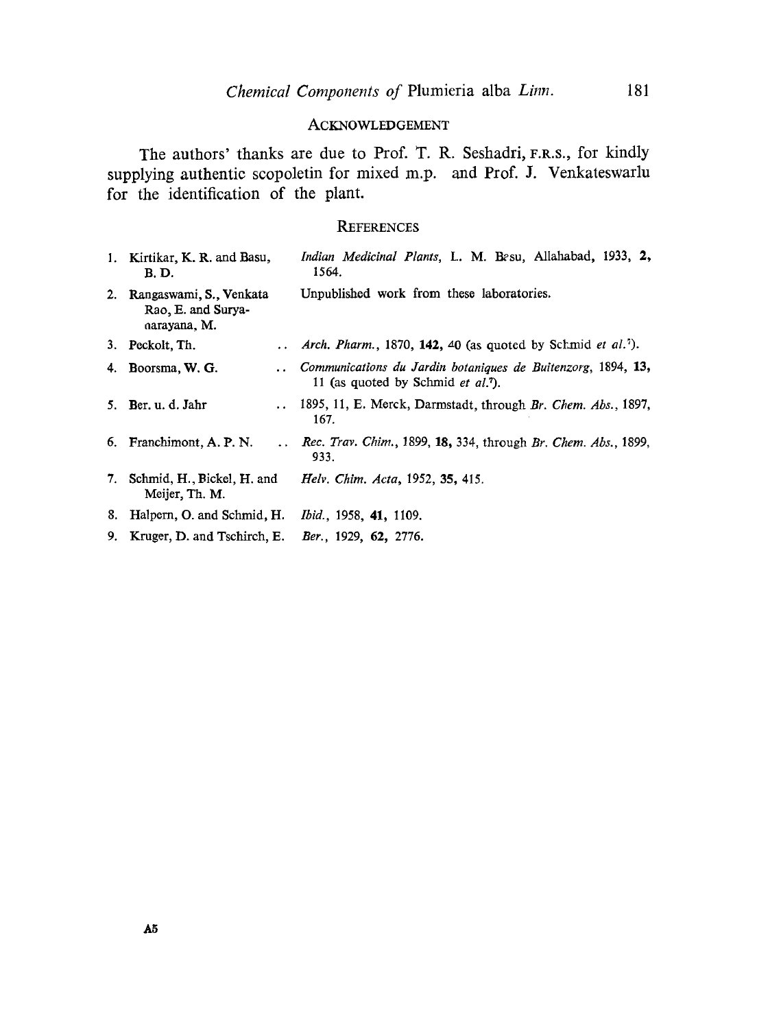## Acknowledgement

The authors' thanks are due to Prof. T. R. Seshadri, F.R.S., for kindly supplying authentic scopoletin for mixed m.p. and Prof. J. Venkateswarlu for the identification of the plant.

## References

1. Kirtikar, K. R. and Basu, B. D. — *Indian Medicinal Plants*, L. M. Basu, Allahabad, 1933, **2**, 1564.
2. Rangaswami, S., Venkata Rao, E. and Suryanarayana, M. — Unpublished work from these laboratories.
3. Peckolt, Th. .. *Arch. Pharm.*, 1870, **142**, 40 (as quoted by Schmid *et al.*[7]).
4. Boorsma, W. G. .. *Communications du Jardin botaniques de Buitenzorg*, 1894, **13**, 11 (as quoted by Schmid *et al.*[7]).
5. Ber. u. d. Jahr .. 1895, 11, E. Merck, Darmstadt, through *Br. Chem. Abs.*, 1897, 167.
6. Franchimont, A. P. N. .. *Rec. Trav. Chim.*, 1899, **18**, 334, through *Br. Chem. Abs.*, 1899, 933.
7. Schmid, H., Bickel, H. and Meijer, Th. M. — *Helv. Chim. Acta*, 1952, **35**, 415.
8. Halpern, O. and Schmid, H. — *Ibid.*, 1958, **41**, 1109.
9. Kruger, D. and Tschirch, E. — *Ber.*, 1929, **62**, 2776.